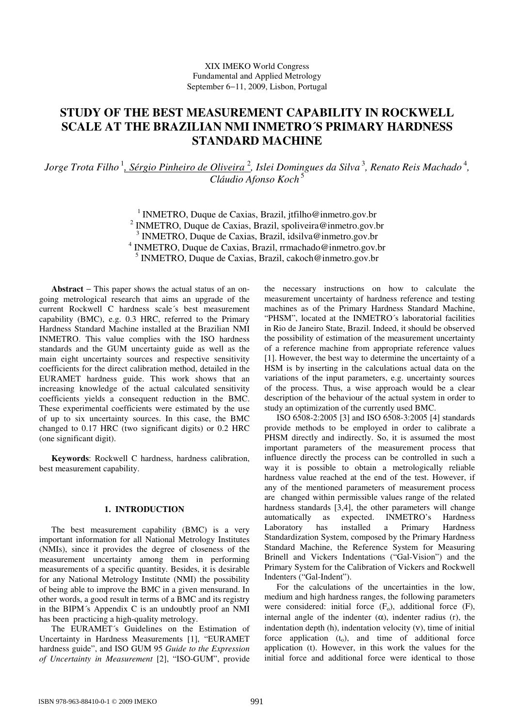XIX IMEKO World Congress
Fundamental and Applied Metrology
September 6−11, 2009, Lisbon, Portugal

# STUDY OF THE BEST MEASUREMENT CAPABILITY IN ROCKWELL SCALE AT THE BRAZILIAN NMI INMETRO´S PRIMARY HARDNESS STANDARD MACHINE

*Jorge Trota Filho* [1], *Sérgio Pinheiro de Oliveira* [2], *Islei Domingues da Silva* [3], *Renato Reis Machado* [4], *Cláudio Afonso Koch* [5]

[1] INMETRO, Duque de Caxias, Brazil, jtfilho@inmetro.gov.br
[2] INMETRO, Duque de Caxias, Brazil, spoliveira@inmetro.gov.br
[3] INMETRO, Duque de Caxias, Brazil, idsilva@inmetro.gov.br
[4] INMETRO, Duque de Caxias, Brazil, rrmachado@inmetro.gov.br
[5] INMETRO, Duque de Caxias, Brazil, cakoch@inmetro.gov.br

**Abstract** − This paper shows the actual status of an on-going metrological research that aims an upgrade of the current Rockwell C hardness scale´s best measurement capability (BMC), e.g. 0.3 HRC, referred to the Primary Hardness Standard Machine installed at the Brazilian NMI INMETRO. This value complies with the ISO hardness standards and the GUM uncertainty guide as well as the main eight uncertainty sources and respective sensitivity coefficients for the direct calibration method, detailed in the EURAMET hardness guide. This work shows that an increasing knowledge of the actual calculated sensitivity coefficients yields a consequent reduction in the BMC. These experimental coefficients were estimated by the use of up to six uncertainty sources. In this case, the BMC changed to 0.17 HRC (two significant digits) or 0.2 HRC (one significant digit).

**Keywords**: Rockwell C hardness, hardness calibration, best measurement capability.

## 1. INTRODUCTION

The best measurement capability (BMC) is a very important information for all National Metrology Institutes (NMIs), since it provides the degree of closeness of the measurement uncertainty among them in performing measurements of a specific quantity. Besides, it is desirable for any National Metrology Institute (NMI) the possibility of being able to improve the BMC in a given mensurand. In other words, a good result in terms of a BMC and its registry in the BIPM´s Appendix C is an undoubtly proof an NMI has been practicing a high-quality metrology.

The EURAMET´s Guidelines on the Estimation of Uncertainty in Hardness Measurements [1], "EURAMET hardness guide", and ISO GUM 95 *Guide to the Expression of Uncertainty in Measurement* [2], "ISO-GUM", provide the necessary instructions on how to calculate the measurement uncertainty of hardness reference and testing machines as of the Primary Hardness Standard Machine, "PHSM", located at the INMETRO´s laboratorial facilities in Rio de Janeiro State, Brazil. Indeed, it should be observed the possibility of estimation of the measurement uncertainty of a reference machine from appropriate reference values [1]. However, the best way to determine the uncertainty of a HSM is by inserting in the calculations actual data on the variations of the input parameters, e.g. uncertainty sources of the process. Thus, a wise approach would be a clear description of the behaviour of the actual system in order to study an optimization of the currently used BMC.

ISO 6508-2:2005 [3] and ISO 6508-3:2005 [4] standards provide methods to be employed in order to calibrate a PHSM directly and indirectly. So, it is assumed the most important parameters of the measurement process that influence directly the process can be controlled in such a way it is possible to obtain a metrologically reliable hardness value reached at the end of the test. However, if any of the mentioned parameters of measurement process are changed within permissible values range of the related hardness standards [3,4], the other parameters will change automatically as expected. INMETRO's Hardness Laboratory has installed a Primary Hardness Standardization System, composed by the Primary Hardness Standard Machine, the Reference System for Measuring Brinell and Vickers Indentations ("Gal-Vision") and the Primary System for the Calibration of Vickers and Rockwell Indenters ("Gal-Indent").

For the calculations of the uncertainties in the low, medium and high hardness ranges, the following parameters were considered: initial force ($F_o$), additional force ($F$), internal angle of the indenter ($\alpha$), indenter radius ($r$), the indentation depth ($h$), indentation velocity ($v$), time of initial force application ($t_o$), and time of additional force application ($t$). However, in this work the values for the initial force and additional force were identical to those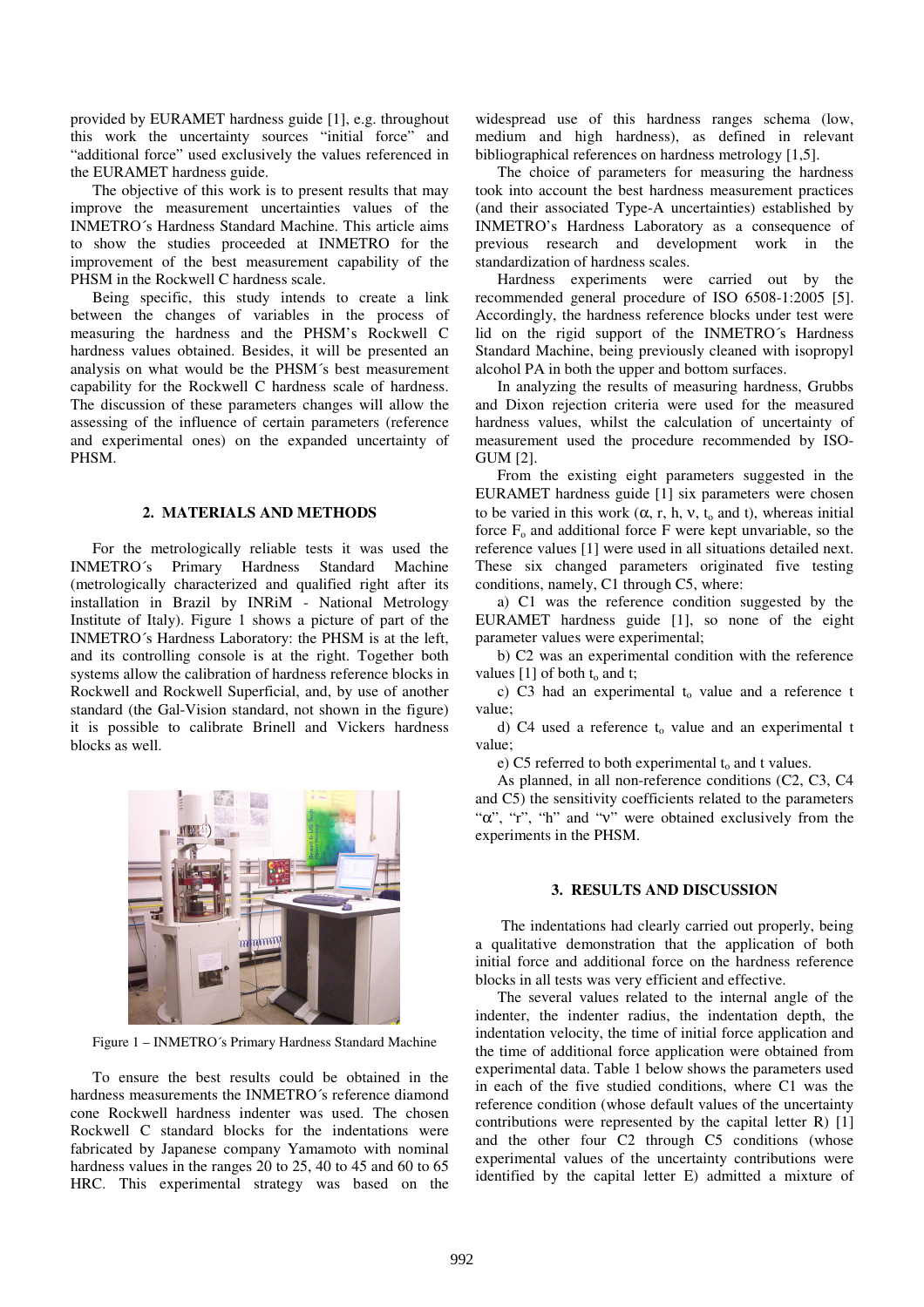provided by EURAMET hardness guide [1], e.g. throughout this work the uncertainty sources "initial force" and "additional force" used exclusively the values referenced in the EURAMET hardness guide.

The objective of this work is to present results that may improve the measurement uncertainties values of the INMETRO´s Hardness Standard Machine. This article aims to show the studies proceeded at INMETRO for the improvement of the best measurement capability of the PHSM in the Rockwell C hardness scale.

Being specific, this study intends to create a link between the changes of variables in the process of measuring the hardness and the PHSM's Rockwell C hardness values obtained. Besides, it will be presented an analysis on what would be the PHSM´s best measurement capability for the Rockwell C hardness scale of hardness. The discussion of these parameters changes will allow the assessing of the influence of certain parameters (reference and experimental ones) on the expanded uncertainty of PHSM.

## 2. MATERIALS AND METHODS

For the metrologically reliable tests it was used the INMETRO´s Primary Hardness Standard Machine (metrologically characterized and qualified right after its installation in Brazil by INRiM - National Metrology Institute of Italy). Figure 1 shows a picture of part of the INMETRO´s Hardness Laboratory: the PHSM is at the left, and its controlling console is at the right. Together both systems allow the calibration of hardness reference blocks in Rockwell and Rockwell Superficial, and, by use of another standard (the Gal-Vision standard, not shown in the figure) it is possible to calibrate Brinell and Vickers hardness blocks as well.

Figure 1 – INMETRO´s Primary Hardness Standard Machine

To ensure the best results could be obtained in the hardness measurements the INMETRO´s reference diamond cone Rockwell hardness indenter was used. The chosen Rockwell C standard blocks for the indentations were fabricated by Japanese company Yamamoto with nominal hardness values in the ranges 20 to 25, 40 to 45 and 60 to 65 HRC. This experimental strategy was based on the widespread use of this hardness ranges schema (low, medium and high hardness), as defined in relevant bibliographical references on hardness metrology [1,5].

The choice of parameters for measuring the hardness took into account the best hardness measurement practices (and their associated Type-A uncertainties) established by INMETRO's Hardness Laboratory as a consequence of previous research and development work in the standardization of hardness scales.

Hardness experiments were carried out by the recommended general procedure of ISO 6508-1:2005 [5]. Accordingly, the hardness reference blocks under test were lid on the rigid support of the INMETRO´s Hardness Standard Machine, being previously cleaned with isopropyl alcohol PA in both the upper and bottom surfaces.

In analyzing the results of measuring hardness, Grubbs and Dixon rejection criteria were used for the measured hardness values, whilst the calculation of uncertainty of measurement used the procedure recommended by ISO-GUM [2].

From the existing eight parameters suggested in the EURAMET hardness guide [1] six parameters were chosen to be varied in this work ($\alpha$, r, h, $\nu$, $t_o$ and t), whereas initial force $F_o$ and additional force F were kept unvariable, so the reference values [1] were used in all situations detailed next. These six changed parameters originated five testing conditions, namely, C1 through C5, where:

a) C1 was the reference condition suggested by the EURAMET hardness guide [1], so none of the eight parameter values were experimental;

b) C2 was an experimental condition with the reference values [1] of both $t_o$ and t;

c) C3 had an experimental $t_o$ value and a reference t value;

d) C4 used a reference $t_o$ value and an experimental t value;

e) C5 referred to both experimental $t_o$ and t values.

As planned, in all non-reference conditions (C2, C3, C4 and C5) the sensitivity coefficients related to the parameters "$\alpha$", "r", "h" and "$\nu$" were obtained exclusively from the experiments in the PHSM.

## 3. RESULTS AND DISCUSSION

The indentations had clearly carried out properly, being a qualitative demonstration that the application of both initial force and additional force on the hardness reference blocks in all tests was very efficient and effective.

The several values related to the internal angle of the indenter, the indenter radius, the indentation depth, the indentation velocity, the time of initial force application and the time of additional force application were obtained from experimental data. Table 1 below shows the parameters used in each of the five studied conditions, where C1 was the reference condition (whose default values of the uncertainty contributions were represented by the capital letter R) [1] and the other four C2 through C5 conditions (whose experimental values of the uncertainty contributions were identified by the capital letter E) admitted a mixture of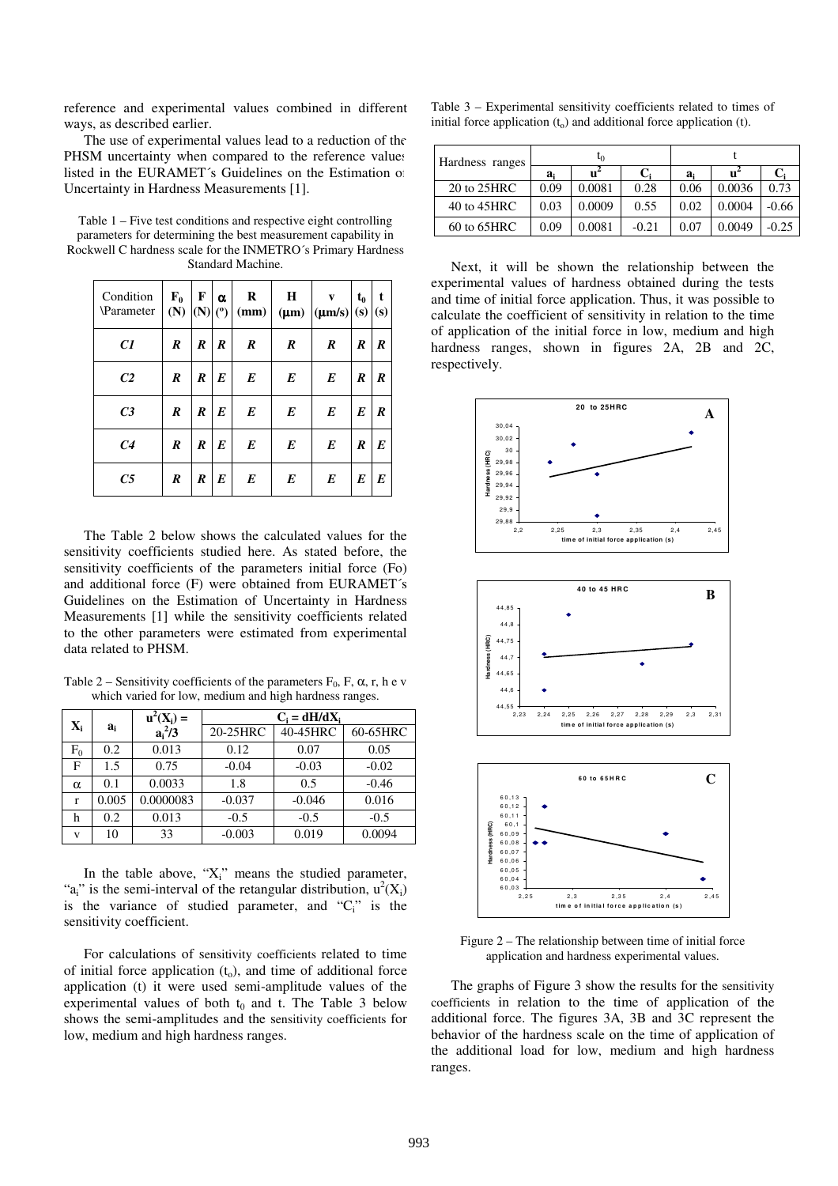reference and experimental values combined in different ways, as described earlier.

The use of experimental values lead to a reduction of the PHSM uncertainty when compared to the reference values listed in the EURAMET´s Guidelines on the Estimation of Uncertainty in Hardness Measurements [1].

Table 1 – Five test conditions and respective eight controlling parameters for determining the best measurement capability in Rockwell C hardness scale for the INMETRO´s Primary Hardness Standard Machine.

| Condition \Parameter | $F_0$ (N) | F (N) | α (º) | R (mm) | H (μm) | v (μm/s) | $t_0$ (s) | t (s) |
|---|---|---|---|---|---|---|---|---|
| *C1* | *R* | *R* | *R* | *R* | *R* | *R* | *R* | *R* |
| *C2* | *R* | *R* | *E* | *E* | *E* | *E* | *R* | *R* |
| *C3* | *R* | *R* | *E* | *E* | *E* | *E* | *E* | *R* |
| *C4* | *R* | *R* | *E* | *E* | *E* | *E* | *R* | *E* |
| *C5* | *R* | *R* | *E* | *E* | *E* | *E* | *E* | *E* |

The Table 2 below shows the calculated values for the sensitivity coefficients studied here. As stated before, the sensitivity coefficients of the parameters initial force (Fo) and additional force (F) were obtained from EURAMET´s Guidelines on the Estimation of Uncertainty in Hardness Measurements [1] while the sensitivity coefficients related to the other parameters were estimated from experimental data related to PHSM.

Table 2 – Sensitivity coefficients of the parameters $F_0$, F, α, r, h e v which varied for low, medium and high hardness ranges.

| $X_i$ | $a_i$ | $u^2(X_i) = a_i^2/3$ | $C_i = dH/dX_i$ | | |
|---|---|---|---|---|---|
| | | | 20-25HRC | 40-45HRC | 60-65HRC |
| $F_0$ | 0.2 | 0.013 | 0.12 | 0.07 | 0.05 |
| F | 1.5 | 0.75 | -0.04 | -0.03 | -0.02 |
| α | 0.1 | 0.0033 | 1.8 | 0.5 | -0.46 |
| r | 0.005 | 0.0000083 | -0.037 | -0.046 | 0.016 |
| h | 0.2 | 0.013 | -0.5 | -0.5 | -0.5 |
| v | 10 | 33 | -0.003 | 0.019 | 0.0094 |

In the table above, "$X_i$" means the studied parameter, "$a_i$" is the semi-interval of the retangular distribution, $u^2(X_i)$ is the variance of studied parameter, and "$C_i$" is the sensitivity coefficient.

For calculations of sensitivity coefficients related to time of initial force application ($t_o$), and time of additional force application (t) it were used semi-amplitude values of the experimental values of both $t_0$ and t. The Table 3 below shows the semi-amplitudes and the sensitivity coefficients for low, medium and high hardness ranges.

Table 3 – Experimental sensitivity coefficients related to times of initial force application ($t_o$) and additional force application (t).

| Hardness ranges | $t_0$ | | | t | | |
|---|---|---|---|---|---|---|
| | $a_i$ | $u^2$ | $C_i$ | $a_i$ | $u^2$ | $C_i$ |
| 20 to 25HRC | 0.09 | 0.0081 | 0.28 | 0.06 | 0.0036 | 0.73 |
| 40 to 45HRC | 0.03 | 0.0009 | 0.55 | 0.02 | 0.0004 | -0.66 |
| 60 to 65HRC | 0.09 | 0.0081 | -0.21 | 0.07 | 0.0049 | -0.25 |

Next, it will be shown the relationship between the experimental values of hardness obtained during the tests and time of initial force application. Thus, it was possible to calculate the coefficient of sensitivity in relation to the time of application of the initial force in low, medium and high hardness ranges, shown in figures 2A, 2B and 2C, respectively.

Figure 2 – The relationship between time of initial force application and hardness experimental values.

The graphs of Figure 3 show the results for the sensitivity coefficients in relation to the time of application of the additional force. The figures 3A, 3B and 3C represent the behavior of the hardness scale on the time of application of the additional load for low, medium and high hardness ranges.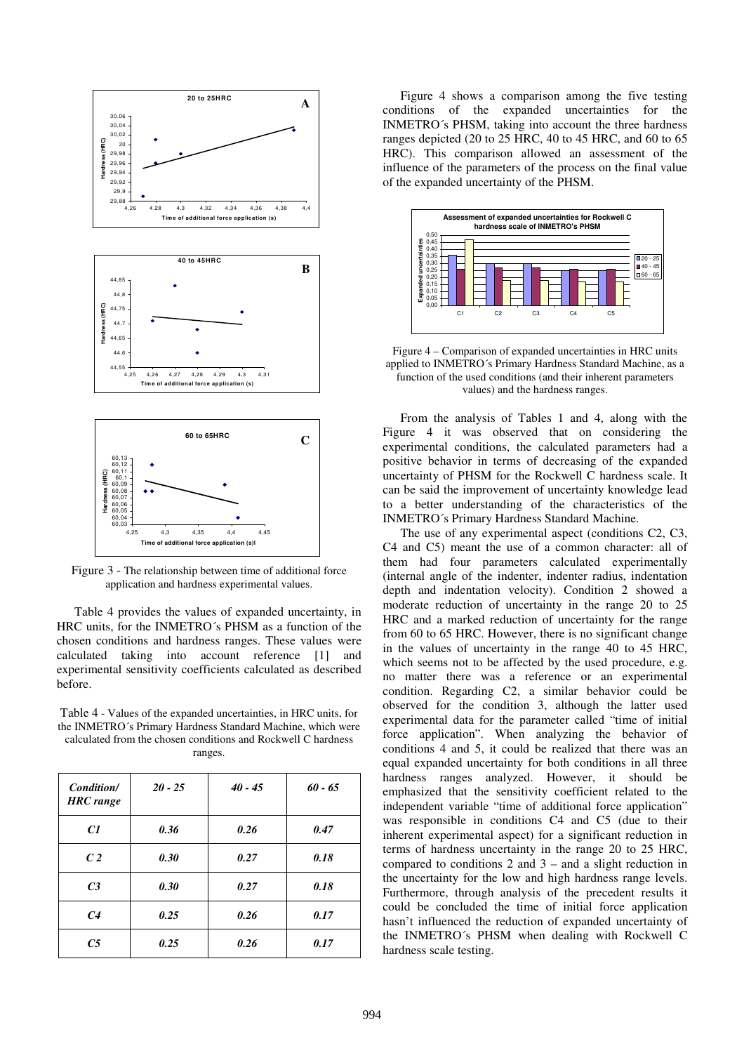Figure 3 - The relationship between time of additional force application and hardness experimental values.

Table 4 provides the values of expanded uncertainty, in HRC units, for the INMETRO´s PHSM as a function of the chosen conditions and hardness ranges. These values were calculated taking into account reference [1] and experimental sensitivity coefficients calculated as described before.

Table 4 - Values of the expanded uncertainties, in HRC units, for the INMETRO´s Primary Hardness Standard Machine, which were calculated from the chosen conditions and Rockwell C hardness ranges.

| ***Condition/ HRC range*** | ***20 - 25*** | ***40 - 45*** | ***60 - 65*** |
|---|---|---|---|
| ***C1*** | ***0.36*** | ***0.26*** | ***0.47*** |
| ***C 2*** | ***0.30*** | ***0.27*** | ***0.18*** |
| ***C3*** | ***0.30*** | ***0.27*** | ***0.18*** |
| ***C4*** | ***0.25*** | ***0.26*** | ***0.17*** |
| ***C5*** | ***0.25*** | ***0.26*** | ***0.17*** |

Figure 4 shows a comparison among the five testing conditions of the expanded uncertainties for the INMETRO´s PHSM, taking into account the three hardness ranges depicted (20 to 25 HRC, 40 to 45 HRC, and 60 to 65 HRC). This comparison allowed an assessment of the influence of the parameters of the process on the final value of the expanded uncertainty of the PHSM.

Figure 4 – Comparison of expanded uncertainties in HRC units applied to INMETRO´s Primary Hardness Standard Machine, as a function of the used conditions (and their inherent parameters values) and the hardness ranges.

From the analysis of Tables 1 and 4, along with the Figure 4 it was observed that on considering the experimental conditions, the calculated parameters had a positive behavior in terms of decreasing of the expanded uncertainty of PHSM for the Rockwell C hardness scale. It can be said the improvement of uncertainty knowledge lead to a better understanding of the characteristics of the INMETRO´s Primary Hardness Standard Machine.

The use of any experimental aspect (conditions C2, C3, C4 and C5) meant the use of a common character: all of them had four parameters calculated experimentally (internal angle of the indenter, indenter radius, indentation depth and indentation velocity). Condition 2 showed a moderate reduction of uncertainty in the range 20 to 25 HRC and a marked reduction of uncertainty for the range from 60 to 65 HRC. However, there is no significant change in the values of uncertainty in the range 40 to 45 HRC, which seems not to be affected by the used procedure, e.g. no matter there was a reference or an experimental condition. Regarding C2, a similar behavior could be observed for the condition 3, although the latter used experimental data for the parameter called "time of initial force application". When analyzing the behavior of conditions 4 and 5, it could be realized that there was an equal expanded uncertainty for both conditions in all three hardness ranges analyzed. However, it should be emphasized that the sensitivity coefficient related to the independent variable "time of additional force application" was responsible in conditions C4 and C5 (due to their inherent experimental aspect) for a significant reduction in terms of hardness uncertainty in the range 20 to 25 HRC, compared to conditions 2 and 3 – and a slight reduction in the uncertainty for the low and high hardness range levels. Furthermore, through analysis of the precedent results it could be concluded that the time of initial force application hasn't influenced the reduction of expanded uncertainty of the INMETRO´s PHSM when dealing with Rockwell C hardness scale testing.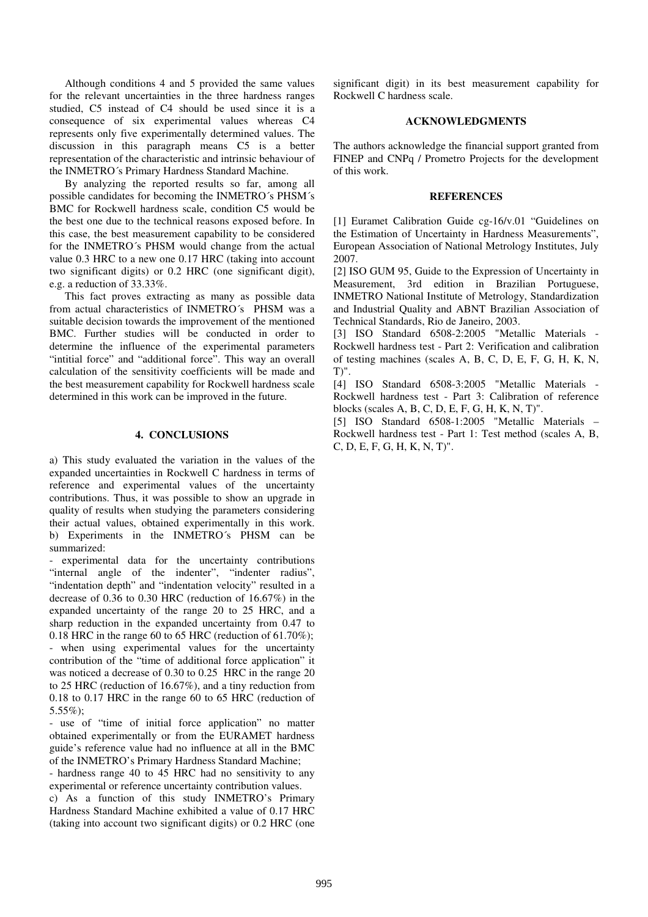Although conditions 4 and 5 provided the same values for the relevant uncertainties in the three hardness ranges studied, C5 instead of C4 should be used since it is a consequence of six experimental values whereas C4 represents only five experimentally determined values. The discussion in this paragraph means C5 is a better representation of the characteristic and intrinsic behaviour of the INMETRO´s Primary Hardness Standard Machine.

By analyzing the reported results so far, among all possible candidates for becoming the INMETRO´s PHSM´s BMC for Rockwell hardness scale, condition C5 would be the best one due to the technical reasons exposed before. In this case, the best measurement capability to be considered for the INMETRO´s PHSM would change from the actual value 0.3 HRC to a new one 0.17 HRC (taking into account two significant digits) or 0.2 HRC (one significant digit), e.g. a reduction of 33.33%.

This fact proves extracting as many as possible data from actual characteristics of INMETRO´s PHSM was a suitable decision towards the improvement of the mentioned BMC. Further studies will be conducted in order to determine the influence of the experimental parameters "intitial force" and "additional force". This way an overall calculation of the sensitivity coefficients will be made and the best measurement capability for Rockwell hardness scale determined in this work can be improved in the future.

## 4. CONCLUSIONS

a) This study evaluated the variation in the values of the expanded uncertainties in Rockwell C hardness in terms of reference and experimental values of the uncertainty contributions. Thus, it was possible to show an upgrade in quality of results when studying the parameters considering their actual values, obtained experimentally in this work.
b) Experiments in the INMETRO´s PHSM can be summarized:

- experimental data for the uncertainty contributions "internal angle of the indenter", "indenter radius", "indentation depth" and "indentation velocity" resulted in a decrease of 0.36 to 0.30 HRC (reduction of 16.67%) in the expanded uncertainty of the range 20 to 25 HRC, and a sharp reduction in the expanded uncertainty from 0.47 to 0.18 HRC in the range 60 to 65 HRC (reduction of 61.70%);
- when using experimental values for the uncertainty contribution of the "time of additional force application" it was noticed a decrease of 0.30 to 0.25 HRC in the range 20 to 25 HRC (reduction of 16.67%), and a tiny reduction from 0.18 to 0.17 HRC in the range 60 to 65 HRC (reduction of 5.55%);
- use of "time of initial force application" no matter obtained experimentally or from the EURAMET hardness guide's reference value had no influence at all in the BMC of the INMETRO's Primary Hardness Standard Machine;
- hardness range 40 to 45 HRC had no sensitivity to any experimental or reference uncertainty contribution values.

c) As a function of this study INMETRO's Primary Hardness Standard Machine exhibited a value of 0.17 HRC (taking into account two significant digits) or 0.2 HRC (one significant digit) in its best measurement capability for Rockwell C hardness scale.

## ACKNOWLEDGMENTS

The authors acknowledge the financial support granted from FINEP and CNPq / Prometro Projects for the development of this work.

## REFERENCES

[1] Euramet Calibration Guide cg-16/v.01 "Guidelines on the Estimation of Uncertainty in Hardness Measurements", European Association of National Metrology Institutes, July 2007.

[2] ISO GUM 95, Guide to the Expression of Uncertainty in Measurement, 3rd edition in Brazilian Portuguese, INMETRO National Institute of Metrology, Standardization and Industrial Quality and ABNT Brazilian Association of Technical Standards, Rio de Janeiro, 2003.

[3] ISO Standard 6508-2:2005 "Metallic Materials - Rockwell hardness test - Part 2: Verification and calibration of testing machines (scales A, B, C, D, E, F, G, H, K, N, T)".

[4] ISO Standard 6508-3:2005 "Metallic Materials - Rockwell hardness test - Part 3: Calibration of reference blocks (scales A, B, C, D, E, F, G, H, K, N, T)".

[5] ISO Standard 6508-1:2005 "Metallic Materials – Rockwell hardness test - Part 1: Test method (scales A, B, C, D, E, F, G, H, K, N, T)".